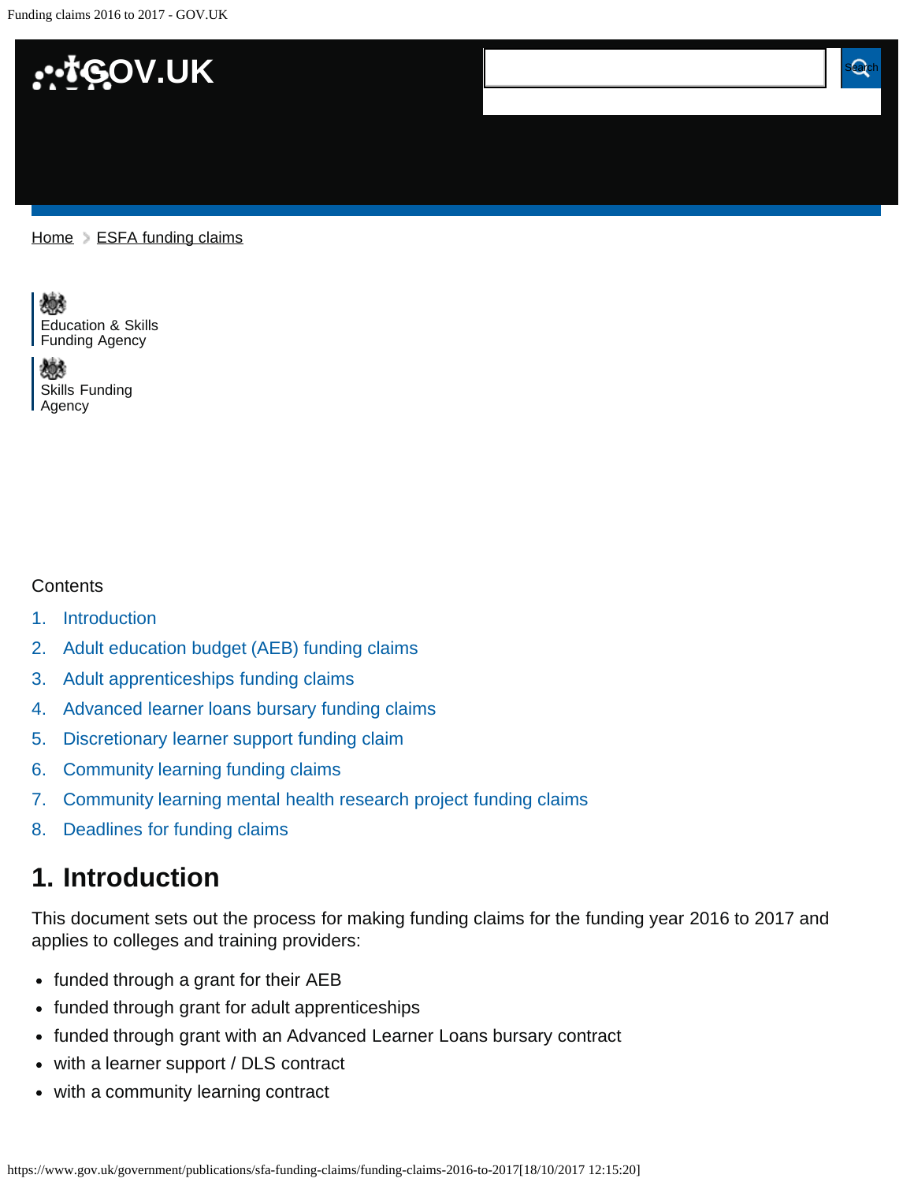Home > ESFA funding claims

Education & Skills Funding Agency

Skills Funding Agency

Contents

1. Introduction
2. Adult education budget (AEB) funding claims
3. Adult apprenticeships funding claims
4. Advanced learner loans bursary funding claims
5. Discretionary learner support funding claim
6. Community learning funding claims
7. Community learning mental health research project funding claims
8. Deadlines for funding claims

## 1. Introduction

This document sets out the process for making funding claims for the funding year 2016 to 2017 and applies to colleges and training providers:

- funded through a grant for their AEB
- funded through grant for adult apprenticeships
- funded through grant with an Advanced Learner Loans bursary contract
- with a learner support / DLS contract
- with a community learning contract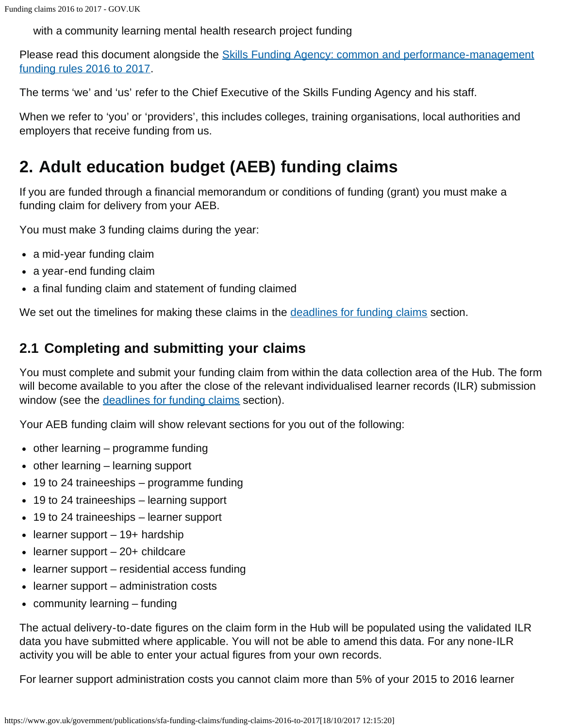with a community learning mental health research project funding

Please read this document alongside the [Skills Funding Agency: common and performance-management funding rules 2016 to 2017](https://www.gov.uk/government/publications/sfa-funding-claims/funding-claims-2016-to-2017).

The terms 'we' and 'us' refer to the Chief Executive of the Skills Funding Agency and his staff.

When we refer to 'you' or 'providers', this includes colleges, training organisations, local authorities and employers that receive funding from us.

## 2. Adult education budget (AEB) funding claims

If you are funded through a financial memorandum or conditions of funding (grant) you must make a funding claim for delivery from your AEB.

You must make 3 funding claims during the year:

- a mid-year funding claim
- a year-end funding claim
- a final funding claim and statement of funding claimed

We set out the timelines for making these claims in the [deadlines for funding claims](https://www.gov.uk/government/publications/sfa-funding-claims/funding-claims-2016-to-2017) section.

### 2.1 Completing and submitting your claims

You must complete and submit your funding claim from within the data collection area of the Hub. The form will become available to you after the close of the relevant individualised learner records (ILR) submission window (see the [deadlines for funding claims](https://www.gov.uk/government/publications/sfa-funding-claims/funding-claims-2016-to-2017) section).

Your AEB funding claim will show relevant sections for you out of the following:

- other learning – programme funding
- other learning – learning support
- 19 to 24 traineeships – programme funding
- 19 to 24 traineeships – learning support
- 19 to 24 traineeships – learner support
- learner support – 19+ hardship
- learner support – 20+ childcare
- learner support – residential access funding
- learner support – administration costs
- community learning – funding

The actual delivery-to-date figures on the claim form in the Hub will be populated using the validated ILR data you have submitted where applicable. You will not be able to amend this data. For any none-ILR activity you will be able to enter your actual figures from your own records.

For learner support administration costs you cannot claim more than 5% of your 2015 to 2016 learner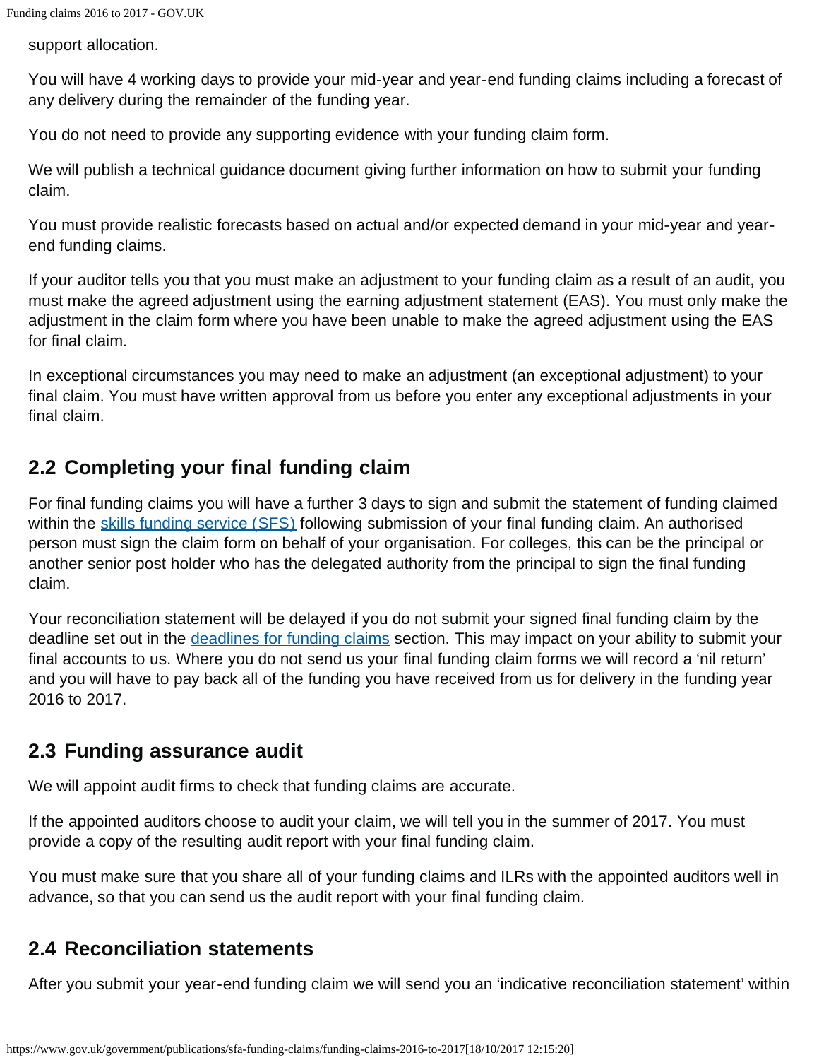support allocation.

You will have 4 working days to provide your mid-year and year-end funding claims including a forecast of any delivery during the remainder of the funding year.

You do not need to provide any supporting evidence with your funding claim form.

We will publish a technical guidance document giving further information on how to submit your funding claim.

You must provide realistic forecasts based on actual and/or expected demand in your mid-year and year-end funding claims.

If your auditor tells you that you must make an adjustment to your funding claim as a result of an audit, you must make the agreed adjustment using the earning adjustment statement (EAS). You must only make the adjustment in the claim form where you have been unable to make the agreed adjustment using the EAS for final claim.

In exceptional circumstances you may need to make an adjustment (an exceptional adjustment) to your final claim. You must have written approval from us before you enter any exceptional adjustments in your final claim.

## 2.2 Completing your final funding claim

For final funding claims you will have a further 3 days to sign and submit the statement of funding claimed within the skills funding service (SFS) following submission of your final funding claim. An authorised person must sign the claim form on behalf of your organisation. For colleges, this can be the principal or another senior post holder who has the delegated authority from the principal to sign the final funding claim.

Your reconciliation statement will be delayed if you do not submit your signed final funding claim by the deadline set out in the deadlines for funding claims section. This may impact on your ability to submit your final accounts to us. Where you do not send us your final funding claim forms we will record a 'nil return' and you will have to pay back all of the funding you have received from us for delivery in the funding year 2016 to 2017.

## 2.3 Funding assurance audit

We will appoint audit firms to check that funding claims are accurate.

If the appointed auditors choose to audit your claim, we will tell you in the summer of 2017. You must provide a copy of the resulting audit report with your final funding claim.

You must make sure that you share all of your funding claims and ILRs with the appointed auditors well in advance, so that you can send us the audit report with your final funding claim.

## 2.4 Reconciliation statements

After you submit your year-end funding claim we will send you an 'indicative reconciliation statement' within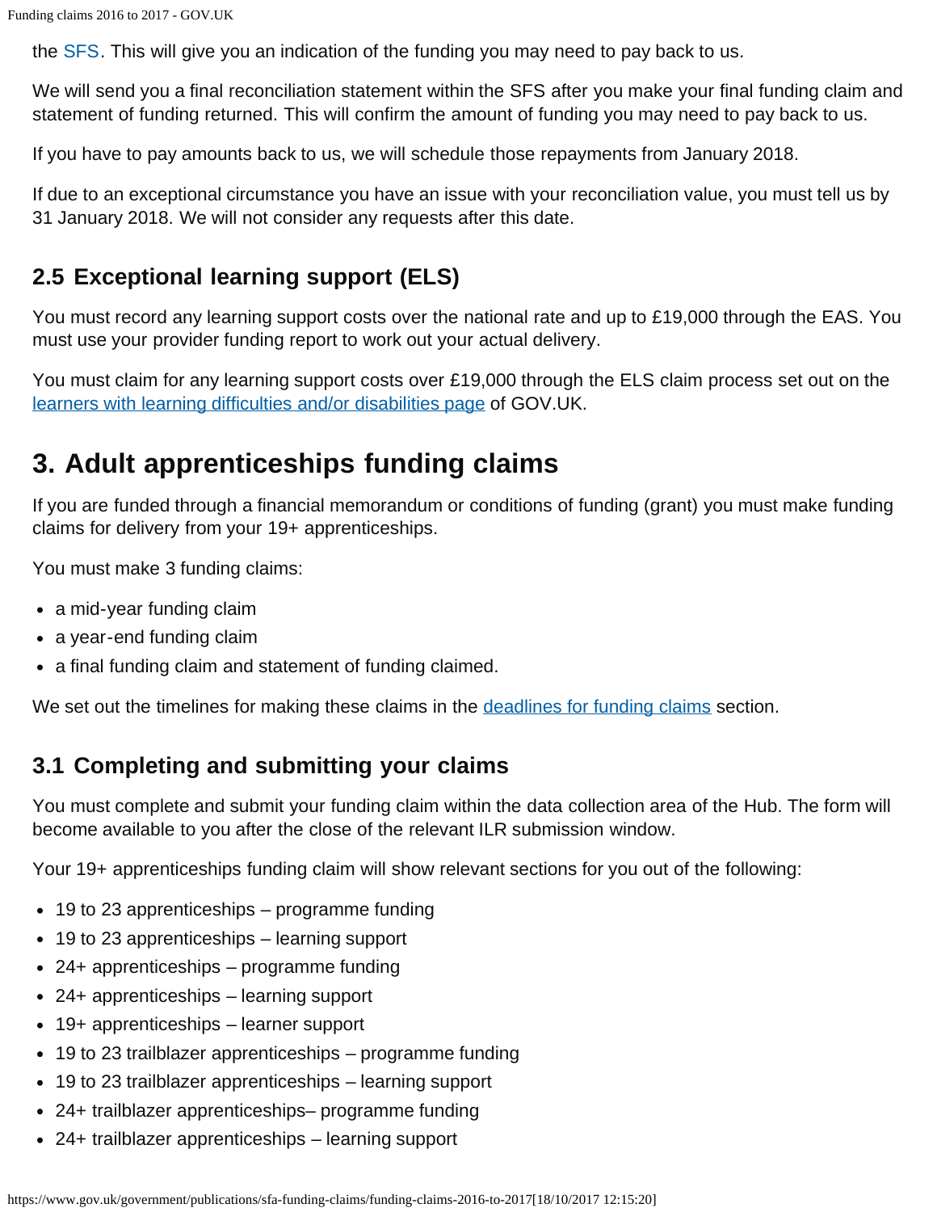the SFS. This will give you an indication of the funding you may need to pay back to us.

We will send you a final reconciliation statement within the SFS after you make your final funding claim and statement of funding returned. This will confirm the amount of funding you may need to pay back to us.

If you have to pay amounts back to us, we will schedule those repayments from January 2018.

If due to an exceptional circumstance you have an issue with your reconciliation value, you must tell us by 31 January 2018. We will not consider any requests after this date.

### 2.5 Exceptional learning support (ELS)

You must record any learning support costs over the national rate and up to £19,000 through the EAS. You must use your provider funding report to work out your actual delivery.

You must claim for any learning support costs over £19,000 through the ELS claim process set out on the learners with learning difficulties and/or disabilities page of GOV.UK.

## 3. Adult apprenticeships funding claims

If you are funded through a financial memorandum or conditions of funding (grant) you must make funding claims for delivery from your 19+ apprenticeships.

You must make 3 funding claims:

- a mid-year funding claim
- a year-end funding claim
- a final funding claim and statement of funding claimed.

We set out the timelines for making these claims in the deadlines for funding claims section.

### 3.1 Completing and submitting your claims

You must complete and submit your funding claim within the data collection area of the Hub. The form will become available to you after the close of the relevant ILR submission window.

Your 19+ apprenticeships funding claim will show relevant sections for you out of the following:

- 19 to 23 apprenticeships – programme funding
- 19 to 23 apprenticeships – learning support
- 24+ apprenticeships – programme funding
- 24+ apprenticeships – learning support
- 19+ apprenticeships – learner support
- 19 to 23 trailblazer apprenticeships – programme funding
- 19 to 23 trailblazer apprenticeships – learning support
- 24+ trailblazer apprenticeships– programme funding
- 24+ trailblazer apprenticeships – learning support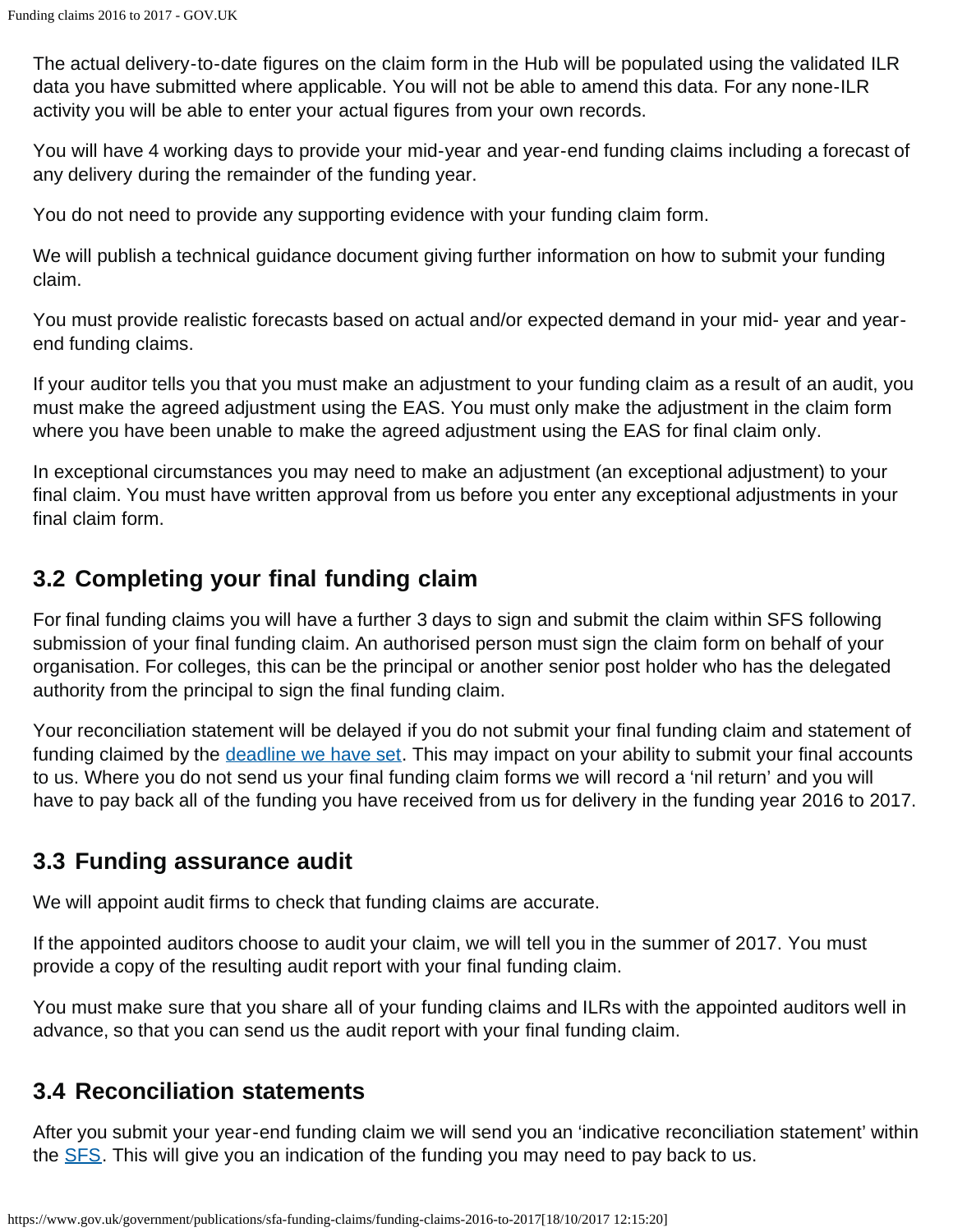The actual delivery-to-date figures on the claim form in the Hub will be populated using the validated ILR data you have submitted where applicable. You will not be able to amend this data. For any none-ILR activity you will be able to enter your actual figures from your own records.

You will have 4 working days to provide your mid-year and year-end funding claims including a forecast of any delivery during the remainder of the funding year.

You do not need to provide any supporting evidence with your funding claim form.

We will publish a technical guidance document giving further information on how to submit your funding claim.

You must provide realistic forecasts based on actual and/or expected demand in your mid- year and year-end funding claims.

If your auditor tells you that you must make an adjustment to your funding claim as a result of an audit, you must make the agreed adjustment using the EAS. You must only make the adjustment in the claim form where you have been unable to make the agreed adjustment using the EAS for final claim only.

In exceptional circumstances you may need to make an adjustment (an exceptional adjustment) to your final claim. You must have written approval from us before you enter any exceptional adjustments in your final claim form.

## 3.2 Completing your final funding claim

For final funding claims you will have a further 3 days to sign and submit the claim within SFS following submission of your final funding claim. An authorised person must sign the claim form on behalf of your organisation. For colleges, this can be the principal or another senior post holder who has the delegated authority from the principal to sign the final funding claim.

Your reconciliation statement will be delayed if you do not submit your final funding claim and statement of funding claimed by the deadline we have set. This may impact on your ability to submit your final accounts to us. Where you do not send us your final funding claim forms we will record a 'nil return' and you will have to pay back all of the funding you have received from us for delivery in the funding year 2016 to 2017.

## 3.3 Funding assurance audit

We will appoint audit firms to check that funding claims are accurate.

If the appointed auditors choose to audit your claim, we will tell you in the summer of 2017. You must provide a copy of the resulting audit report with your final funding claim.

You must make sure that you share all of your funding claims and ILRs with the appointed auditors well in advance, so that you can send us the audit report with your final funding claim.

## 3.4 Reconciliation statements

After you submit your year-end funding claim we will send you an 'indicative reconciliation statement' within the SFS. This will give you an indication of the funding you may need to pay back to us.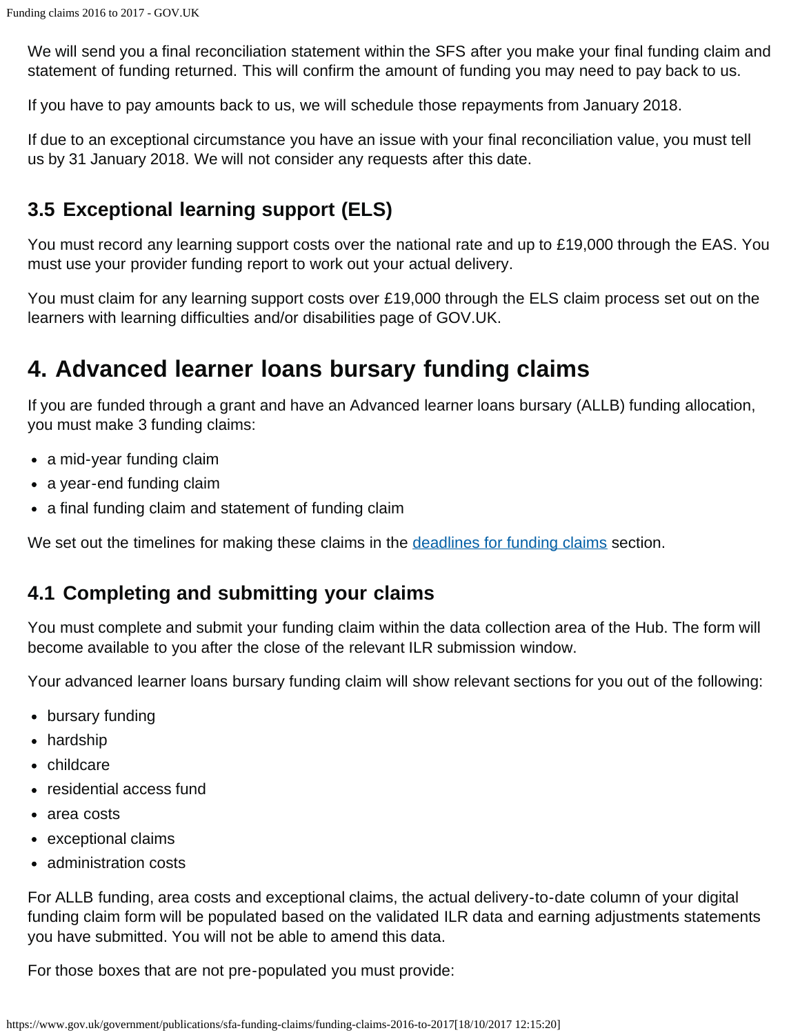We will send you a final reconciliation statement within the SFS after you make your final funding claim and statement of funding returned. This will confirm the amount of funding you may need to pay back to us.

If you have to pay amounts back to us, we will schedule those repayments from January 2018.

If due to an exceptional circumstance you have an issue with your final reconciliation value, you must tell us by 31 January 2018. We will not consider any requests after this date.

### 3.5 Exceptional learning support (ELS)

You must record any learning support costs over the national rate and up to £19,000 through the EAS. You must use your provider funding report to work out your actual delivery.

You must claim for any learning support costs over £19,000 through the ELS claim process set out on the learners with learning difficulties and/or disabilities page of GOV.UK.

## 4. Advanced learner loans bursary funding claims

If you are funded through a grant and have an Advanced learner loans bursary (ALLB) funding allocation, you must make 3 funding claims:

- a mid-year funding claim
- a year-end funding claim
- a final funding claim and statement of funding claim

We set out the timelines for making these claims in the deadlines for funding claims section.

### 4.1 Completing and submitting your claims

You must complete and submit your funding claim within the data collection area of the Hub. The form will become available to you after the close of the relevant ILR submission window.

Your advanced learner loans bursary funding claim will show relevant sections for you out of the following:

- bursary funding
- hardship
- childcare
- residential access fund
- area costs
- exceptional claims
- administration costs

For ALLB funding, area costs and exceptional claims, the actual delivery-to-date column of your digital funding claim form will be populated based on the validated ILR data and earning adjustments statements you have submitted. You will not be able to amend this data.

For those boxes that are not pre-populated you must provide: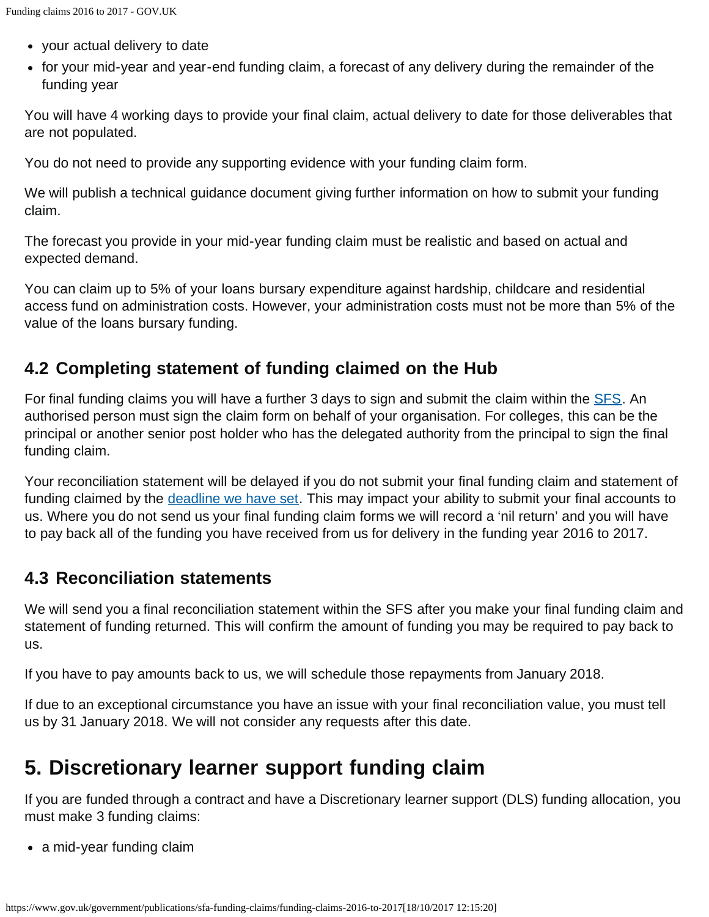- your actual delivery to date
- for your mid-year and year-end funding claim, a forecast of any delivery during the remainder of the funding year

You will have 4 working days to provide your final claim, actual delivery to date for those deliverables that are not populated.

You do not need to provide any supporting evidence with your funding claim form.

We will publish a technical guidance document giving further information on how to submit your funding claim.

The forecast you provide in your mid-year funding claim must be realistic and based on actual and expected demand.

You can claim up to 5% of your loans bursary expenditure against hardship, childcare and residential access fund on administration costs. However, your administration costs must not be more than 5% of the value of the loans bursary funding.

### 4.2 Completing statement of funding claimed on the Hub

For final funding claims you will have a further 3 days to sign and submit the claim within the SFS. An authorised person must sign the claim form on behalf of your organisation. For colleges, this can be the principal or another senior post holder who has the delegated authority from the principal to sign the final funding claim.

Your reconciliation statement will be delayed if you do not submit your final funding claim and statement of funding claimed by the deadline we have set. This may impact your ability to submit your final accounts to us. Where you do not send us your final funding claim forms we will record a 'nil return' and you will have to pay back all of the funding you have received from us for delivery in the funding year 2016 to 2017.

### 4.3 Reconciliation statements

We will send you a final reconciliation statement within the SFS after you make your final funding claim and statement of funding returned. This will confirm the amount of funding you may be required to pay back to us.

If you have to pay amounts back to us, we will schedule those repayments from January 2018.

If due to an exceptional circumstance you have an issue with your final reconciliation value, you must tell us by 31 January 2018. We will not consider any requests after this date.

## 5. Discretionary learner support funding claim

If you are funded through a contract and have a Discretionary learner support (DLS) funding allocation, you must make 3 funding claims:

- a mid-year funding claim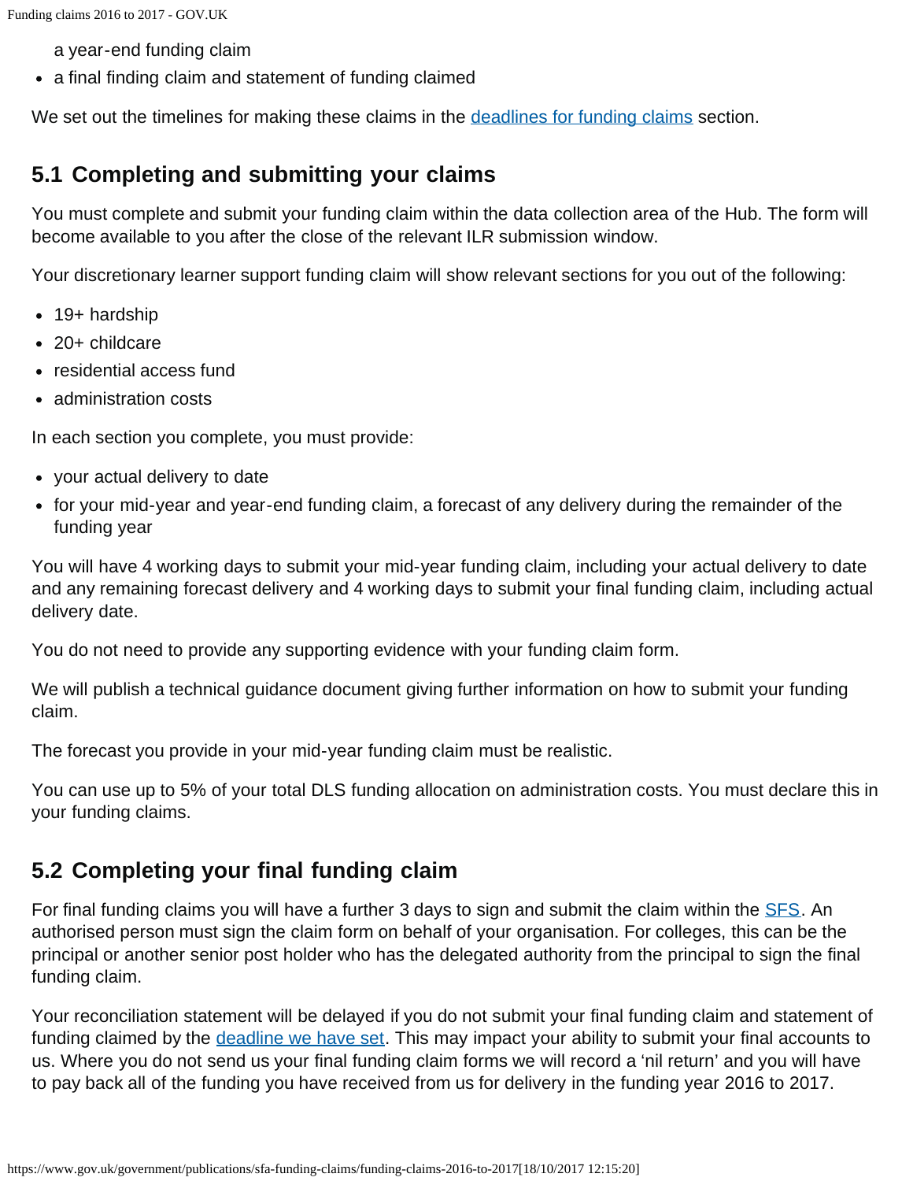a year-end funding claim
- a final finding claim and statement of funding claimed

We set out the timelines for making these claims in the deadlines for funding claims section.

## 5.1 Completing and submitting your claims

You must complete and submit your funding claim within the data collection area of the Hub. The form will become available to you after the close of the relevant ILR submission window.

Your discretionary learner support funding claim will show relevant sections for you out of the following:

- 19+ hardship
- 20+ childcare
- residential access fund
- administration costs

In each section you complete, you must provide:

- your actual delivery to date
- for your mid-year and year-end funding claim, a forecast of any delivery during the remainder of the funding year

You will have 4 working days to submit your mid-year funding claim, including your actual delivery to date and any remaining forecast delivery and 4 working days to submit your final funding claim, including actual delivery date.

You do not need to provide any supporting evidence with your funding claim form.

We will publish a technical guidance document giving further information on how to submit your funding claim.

The forecast you provide in your mid-year funding claim must be realistic.

You can use up to 5% of your total DLS funding allocation on administration costs. You must declare this in your funding claims.

## 5.2 Completing your final funding claim

For final funding claims you will have a further 3 days to sign and submit the claim within the SFS. An authorised person must sign the claim form on behalf of your organisation. For colleges, this can be the principal or another senior post holder who has the delegated authority from the principal to sign the final funding claim.

Your reconciliation statement will be delayed if you do not submit your final funding claim and statement of funding claimed by the deadline we have set. This may impact your ability to submit your final accounts to us. Where you do not send us your final funding claim forms we will record a 'nil return' and you will have to pay back all of the funding you have received from us for delivery in the funding year 2016 to 2017.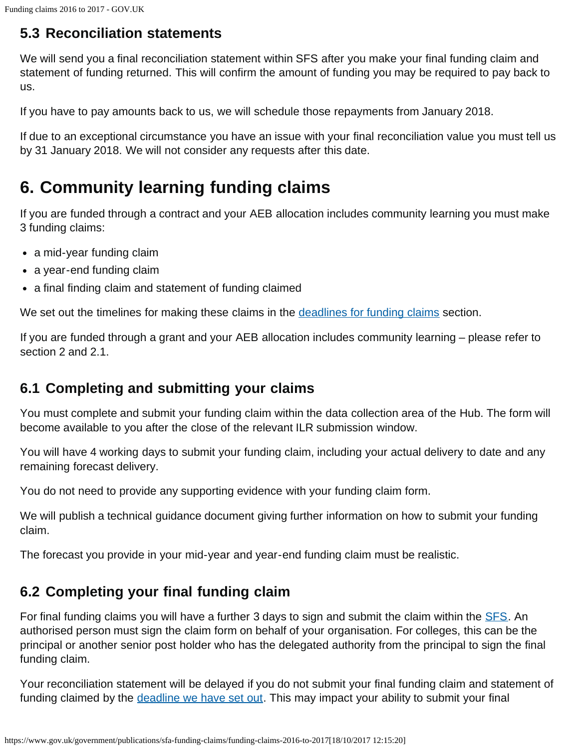### 5.3 Reconciliation statements

We will send you a final reconciliation statement within SFS after you make your final funding claim and statement of funding returned. This will confirm the amount of funding you may be required to pay back to us.

If you have to pay amounts back to us, we will schedule those repayments from January 2018.

If due to an exceptional circumstance you have an issue with your final reconciliation value you must tell us by 31 January 2018. We will not consider any requests after this date.

## 6. Community learning funding claims

If you are funded through a contract and your AEB allocation includes community learning you must make 3 funding claims:

- a mid-year funding claim
- a year-end funding claim
- a final finding claim and statement of funding claimed

We set out the timelines for making these claims in the deadlines for funding claims section.

If you are funded through a grant and your AEB allocation includes community learning – please refer to section 2 and 2.1.

### 6.1 Completing and submitting your claims

You must complete and submit your funding claim within the data collection area of the Hub. The form will become available to you after the close of the relevant ILR submission window.

You will have 4 working days to submit your funding claim, including your actual delivery to date and any remaining forecast delivery.

You do not need to provide any supporting evidence with your funding claim form.

We will publish a technical guidance document giving further information on how to submit your funding claim.

The forecast you provide in your mid-year and year-end funding claim must be realistic.

### 6.2 Completing your final funding claim

For final funding claims you will have a further 3 days to sign and submit the claim within the SFS. An authorised person must sign the claim form on behalf of your organisation. For colleges, this can be the principal or another senior post holder who has the delegated authority from the principal to sign the final funding claim.

Your reconciliation statement will be delayed if you do not submit your final funding claim and statement of funding claimed by the deadline we have set out. This may impact your ability to submit your final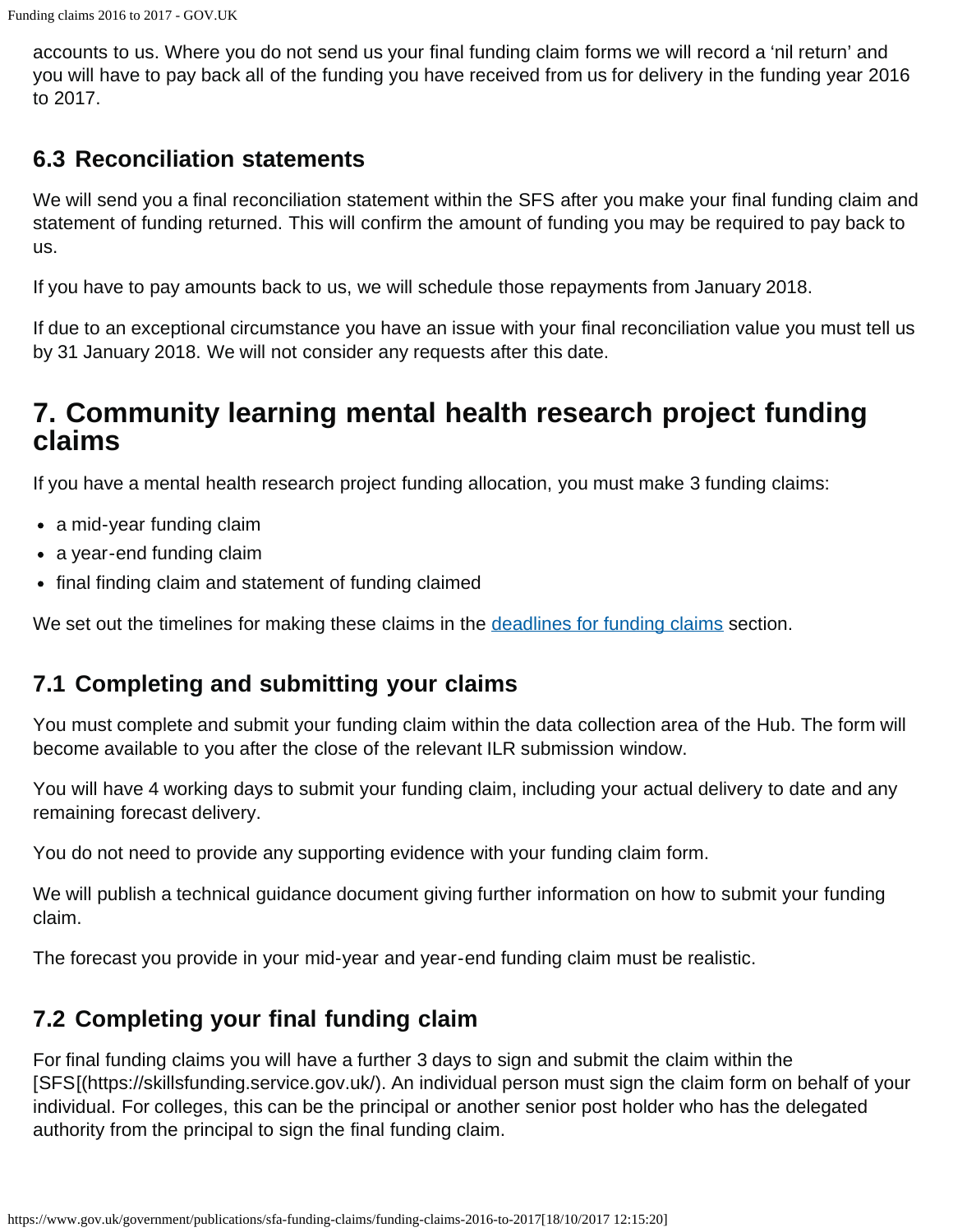accounts to us. Where you do not send us your final funding claim forms we will record a 'nil return' and you will have to pay back all of the funding you have received from us for delivery in the funding year 2016 to 2017.

### 6.3 Reconciliation statements

We will send you a final reconciliation statement within the SFS after you make your final funding claim and statement of funding returned. This will confirm the amount of funding you may be required to pay back to us.

If you have to pay amounts back to us, we will schedule those repayments from January 2018.

If due to an exceptional circumstance you have an issue with your final reconciliation value you must tell us by 31 January 2018. We will not consider any requests after this date.

## 7. Community learning mental health research project funding claims

If you have a mental health research project funding allocation, you must make 3 funding claims:

- a mid-year funding claim
- a year-end funding claim
- final finding claim and statement of funding claimed

We set out the timelines for making these claims in the deadlines for funding claims section.

### 7.1 Completing and submitting your claims

You must complete and submit your funding claim within the data collection area of the Hub. The form will become available to you after the close of the relevant ILR submission window.

You will have 4 working days to submit your funding claim, including your actual delivery to date and any remaining forecast delivery.

You do not need to provide any supporting evidence with your funding claim form.

We will publish a technical guidance document giving further information on how to submit your funding claim.

The forecast you provide in your mid-year and year-end funding claim must be realistic.

### 7.2 Completing your final funding claim

For final funding claims you will have a further 3 days to sign and submit the claim within the [SFS[(https://skillsfunding.service.gov.uk/). An individual person must sign the claim form on behalf of your individual. For colleges, this can be the principal or another senior post holder who has the delegated authority from the principal to sign the final funding claim.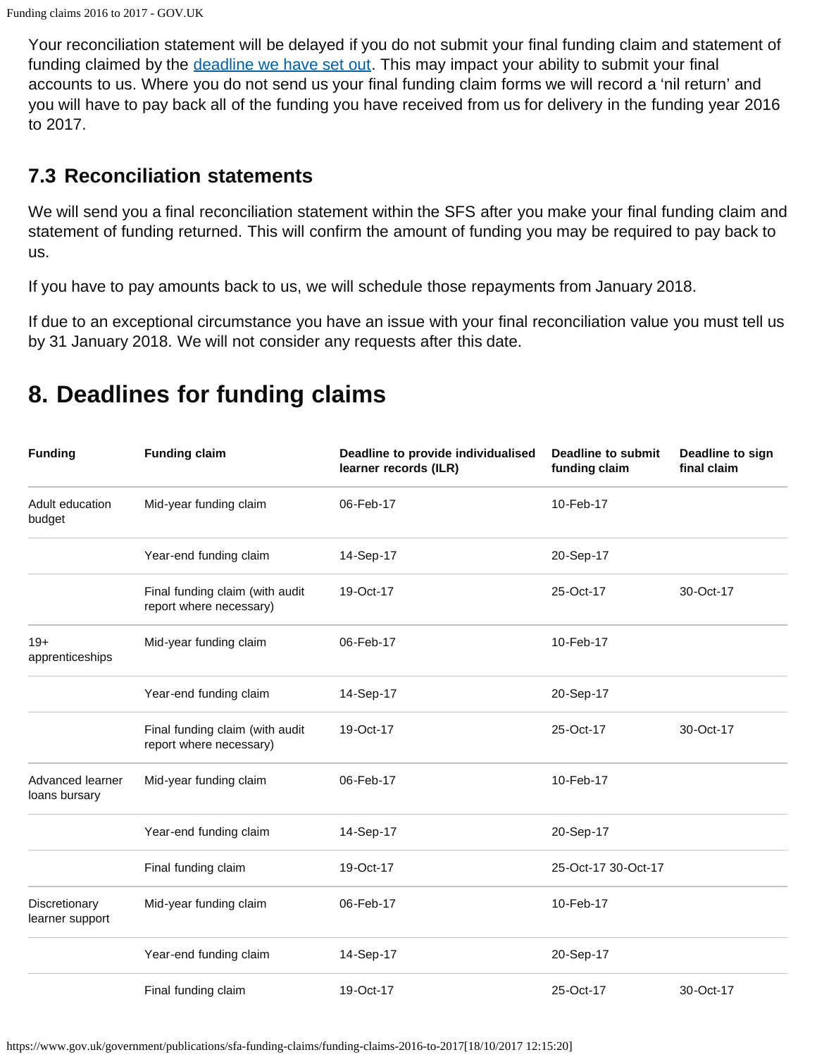Your reconciliation statement will be delayed if you do not submit your final funding claim and statement of funding claimed by the deadline we have set out. This may impact your ability to submit your final accounts to us. Where you do not send us your final funding claim forms we will record a 'nil return' and you will have to pay back all of the funding you have received from us for delivery in the funding year 2016 to 2017.

### 7.3 Reconciliation statements

We will send you a final reconciliation statement within the SFS after you make your final funding claim and statement of funding returned. This will confirm the amount of funding you may be required to pay back to us.

If you have to pay amounts back to us, we will schedule those repayments from January 2018.

If due to an exceptional circumstance you have an issue with your final reconciliation value you must tell us by 31 January 2018. We will not consider any requests after this date.

## 8. Deadlines for funding claims

| Funding | Funding claim | Deadline to provide individualised learner records (ILR) | Deadline to submit funding claim | Deadline to sign final claim |
|---|---|---|---|---|
| Adult education budget | Mid-year funding claim | 06-Feb-17 | 10-Feb-17 | |
| | Year-end funding claim | 14-Sep-17 | 20-Sep-17 | |
| | Final funding claim (with audit report where necessary) | 19-Oct-17 | 25-Oct-17 | 30-Oct-17 |
| 19+ apprenticeships | Mid-year funding claim | 06-Feb-17 | 10-Feb-17 | |
| | Year-end funding claim | 14-Sep-17 | 20-Sep-17 | |
| | Final funding claim (with audit report where necessary) | 19-Oct-17 | 25-Oct-17 | 30-Oct-17 |
| Advanced learner loans bursary | Mid-year funding claim | 06-Feb-17 | 10-Feb-17 | |
| | Year-end funding claim | 14-Sep-17 | 20-Sep-17 | |
| | Final funding claim | 19-Oct-17 | 25-Oct-17 30-Oct-17 | |
| Discretionary learner support | Mid-year funding claim | 06-Feb-17 | 10-Feb-17 | |
| | Year-end funding claim | 14-Sep-17 | 20-Sep-17 | |
| | Final funding claim | 19-Oct-17 | 25-Oct-17 | 30-Oct-17 |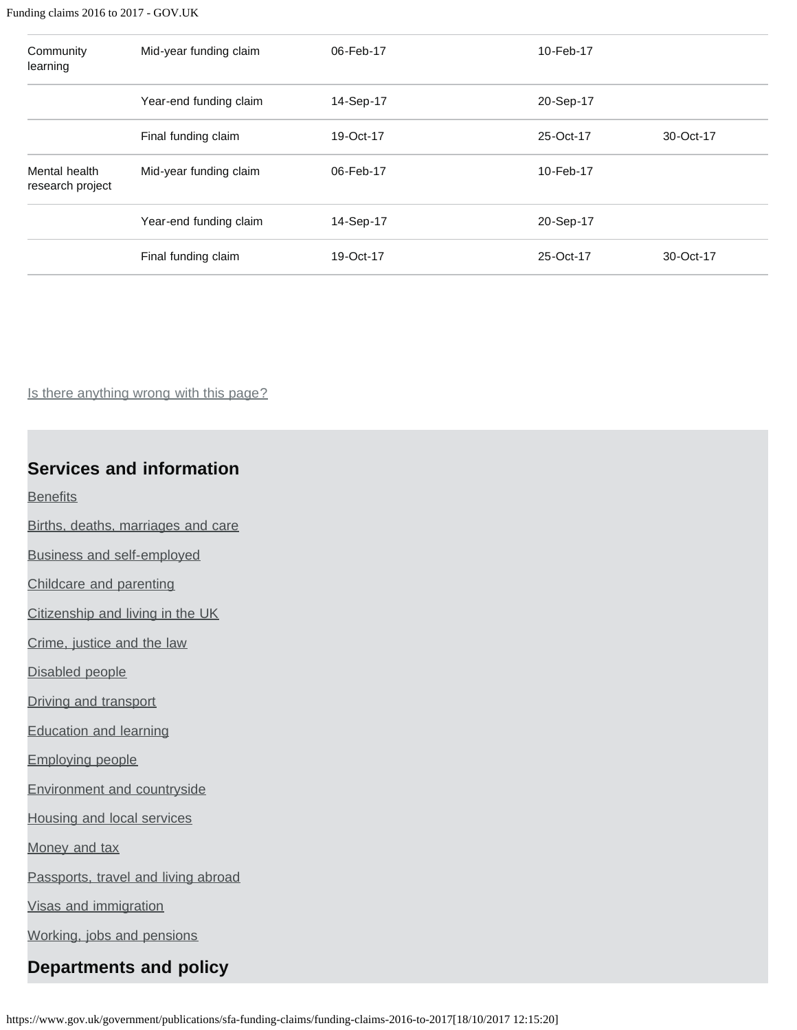| | | | | |
|---|---|---|---|---|
| Community learning | Mid-year funding claim | 06-Feb-17 | 10-Feb-17 | |
| | Year-end funding claim | 14-Sep-17 | 20-Sep-17 | |
| | Final funding claim | 19-Oct-17 | 25-Oct-17 | 30-Oct-17 |
| Mental health research project | Mid-year funding claim | 06-Feb-17 | 10-Feb-17 | |
| | Year-end funding claim | 14-Sep-17 | 20-Sep-17 | |
| | Final funding claim | 19-Oct-17 | 25-Oct-17 | 30-Oct-17 |

Is there anything wrong with this page?

## Services and information

- Benefits
- Births, deaths, marriages and care
- Business and self-employed
- Childcare and parenting
- Citizenship and living in the UK
- Crime, justice and the law
- Disabled people
- Driving and transport
- Education and learning
- Employing people
- Environment and countryside
- Housing and local services
- Money and tax
- Passports, travel and living abroad
- Visas and immigration
- Working, jobs and pensions

## Departments and policy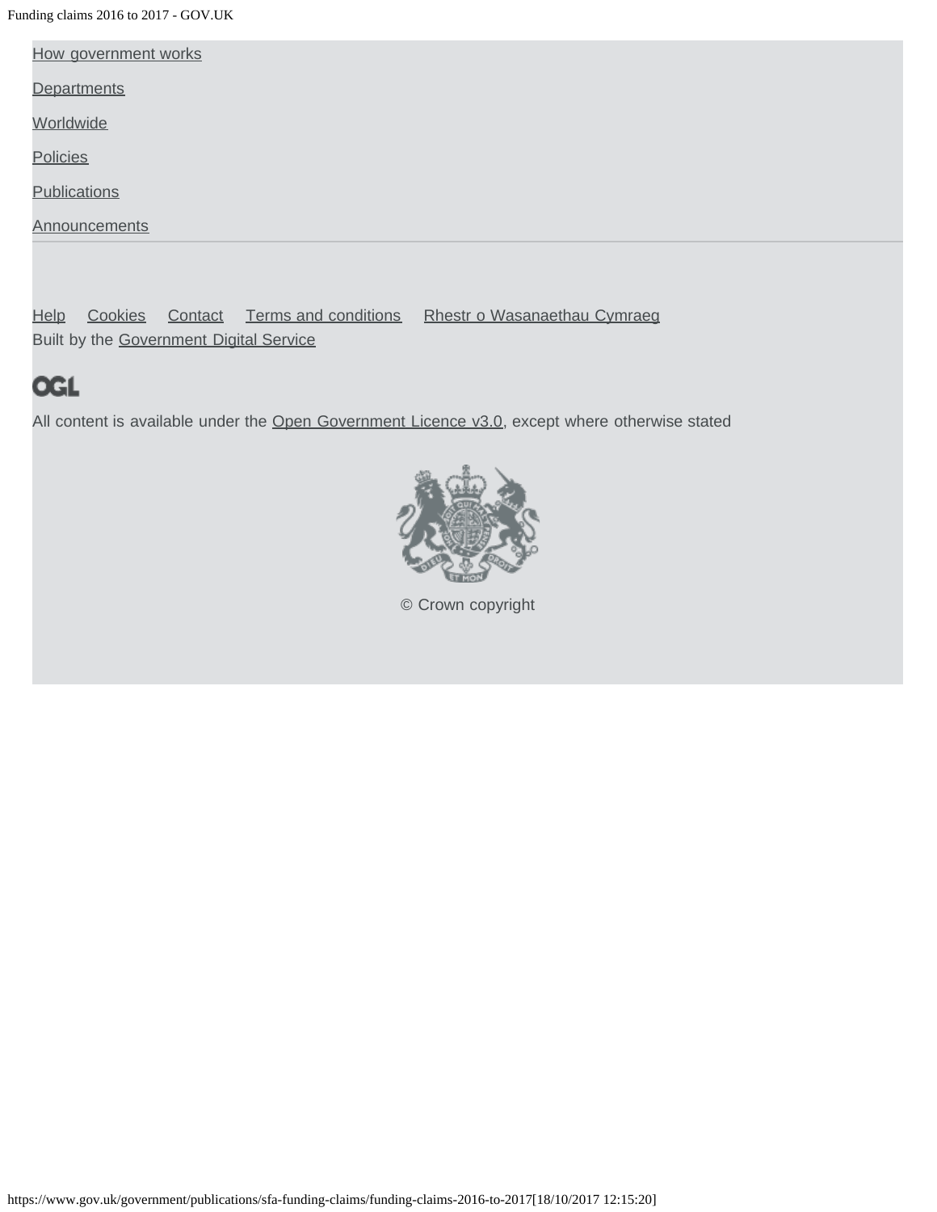How government works

Departments

Worldwide

Policies

Publications

Announcements

Help Cookies Contact Terms and conditions Rhestr o Wasanaethau Cymraeg

Built by the Government Digital Service

OGL

All content is available under the Open Government Licence v3.0, except where otherwise stated

© Crown copyright